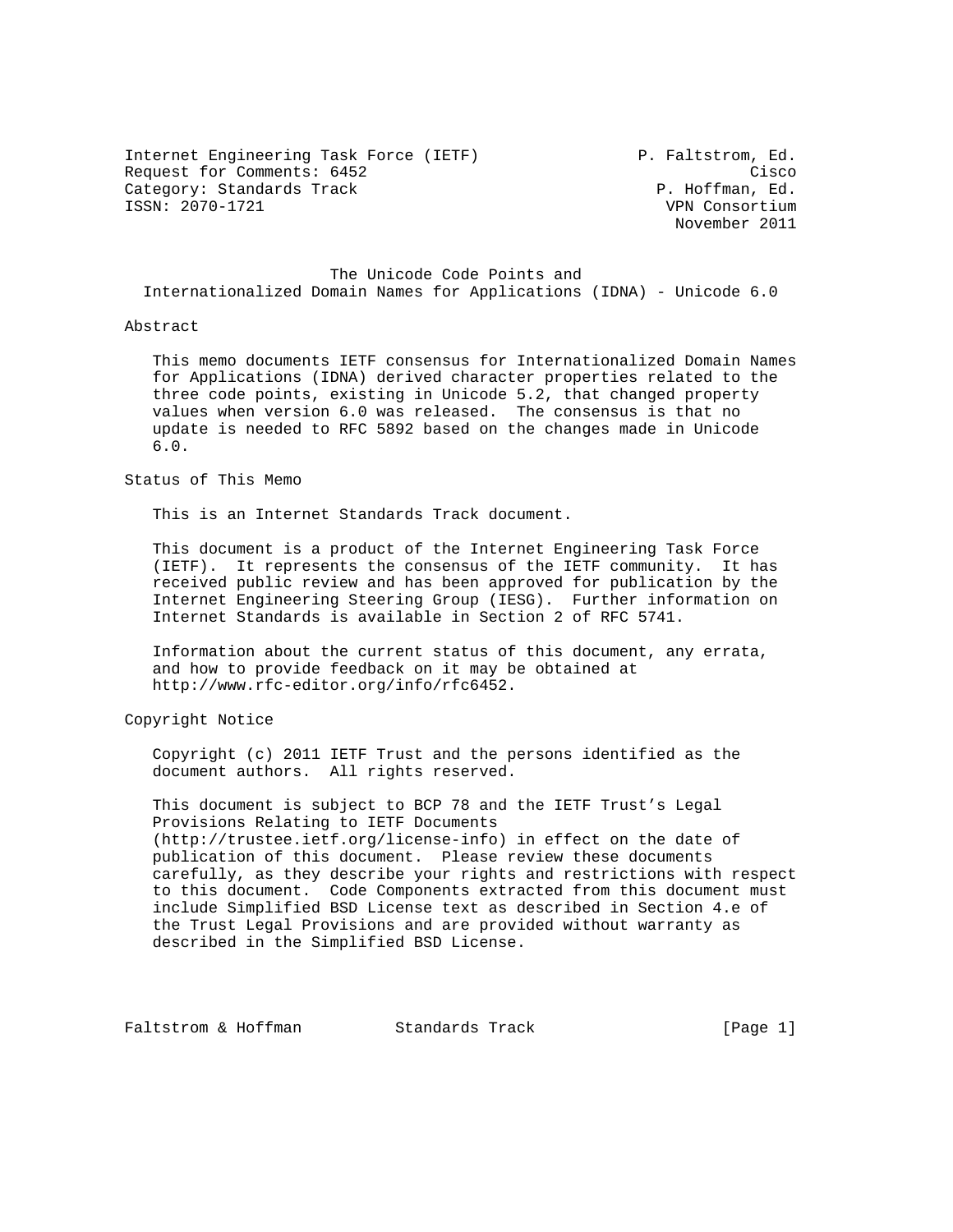Internet Engineering Task Force (IETF) P. Faltstrom, Ed.
Request for Comments: 6452 Cisco
Category: Standards Track P. Hoffman, Ed.
ISSN: 2070-1721 VPN Consortium
November 2011

# The Unicode Code Points and Internationalized Domain Names for Applications (IDNA) - Unicode 6.0

## Abstract

This memo documents IETF consensus for Internationalized Domain Names for Applications (IDNA) derived character properties related to the three code points, existing in Unicode 5.2, that changed property values when version 6.0 was released. The consensus is that no update is needed to RFC 5892 based on the changes made in Unicode 6.0.

## Status of This Memo

This is an Internet Standards Track document.

This document is a product of the Internet Engineering Task Force (IETF). It represents the consensus of the IETF community. It has received public review and has been approved for publication by the Internet Engineering Steering Group (IESG). Further information on Internet Standards is available in Section 2 of RFC 5741.

Information about the current status of this document, any errata, and how to provide feedback on it may be obtained at http://www.rfc-editor.org/info/rfc6452.

## Copyright Notice

Copyright (c) 2011 IETF Trust and the persons identified as the document authors. All rights reserved.

This document is subject to BCP 78 and the IETF Trust's Legal Provisions Relating to IETF Documents (http://trustee.ietf.org/license-info) in effect on the date of publication of this document. Please review these documents carefully, as they describe your rights and restrictions with respect to this document. Code Components extracted from this document must include Simplified BSD License text as described in Section 4.e of the Trust Legal Provisions and are provided without warranty as described in the Simplified BSD License.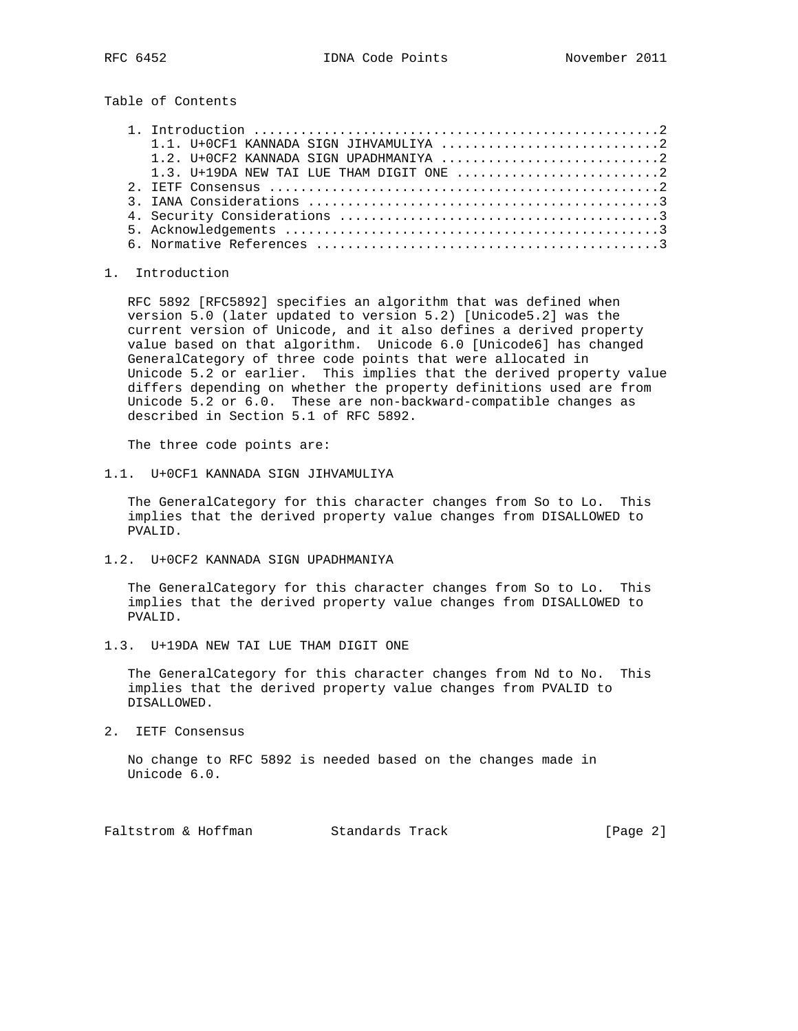Table of Contents

- 1. Introduction ....................................................2
  - 1.1. U+0CF1 KANNADA SIGN JIHVAMULIYA ............................2
  - 1.2. U+0CF2 KANNADA SIGN UPADHMANIYA ............................2
  - 1.3. U+19DA NEW TAI LUE THAM DIGIT ONE ..........................2
- 2. IETF Consensus ..................................................2
- 3. IANA Considerations .............................................3
- 4. Security Considerations .........................................3
- 5. Acknowledgements ................................................3
- 6. Normative References ............................................3

# 1. Introduction

RFC 5892 [RFC5892] specifies an algorithm that was defined when version 5.0 (later updated to version 5.2) [Unicode5.2] was the current version of Unicode, and it also defines a derived property value based on that algorithm. Unicode 6.0 [Unicode6] has changed GeneralCategory of three code points that were allocated in Unicode 5.2 or earlier. This implies that the derived property value differs depending on whether the property definitions used are from Unicode 5.2 or 6.0. These are non-backward-compatible changes as described in Section 5.1 of RFC 5892.

The three code points are:

## 1.1. U+0CF1 KANNADA SIGN JIHVAMULIYA

The GeneralCategory for this character changes from So to Lo. This implies that the derived property value changes from DISALLOWED to PVALID.

## 1.2. U+0CF2 KANNADA SIGN UPADHMANIYA

The GeneralCategory for this character changes from So to Lo. This implies that the derived property value changes from DISALLOWED to PVALID.

## 1.3. U+19DA NEW TAI LUE THAM DIGIT ONE

The GeneralCategory for this character changes from Nd to No. This implies that the derived property value changes from PVALID to DISALLOWED.

# 2. IETF Consensus

No change to RFC 5892 is needed based on the changes made in Unicode 6.0.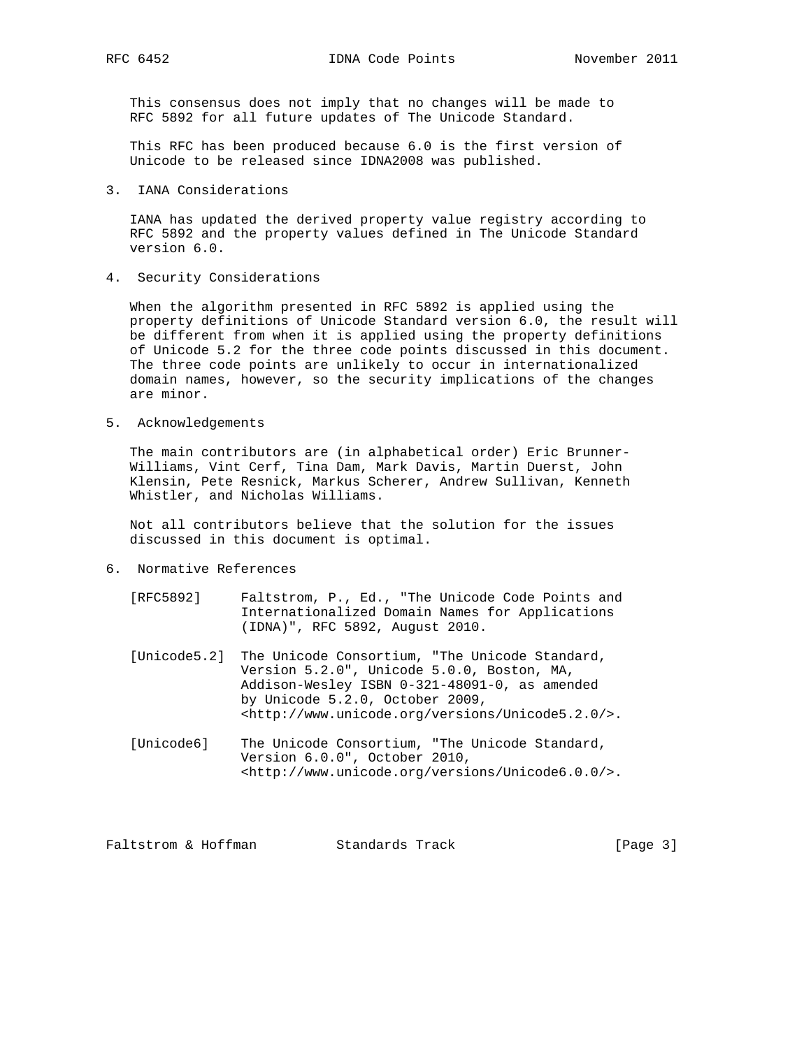This consensus does not imply that no changes will be made to RFC 5892 for all future updates of The Unicode Standard.

This RFC has been produced because 6.0 is the first version of Unicode to be released since IDNA2008 was published.

## 3. IANA Considerations

IANA has updated the derived property value registry according to RFC 5892 and the property values defined in The Unicode Standard version 6.0.

## 4. Security Considerations

When the algorithm presented in RFC 5892 is applied using the property definitions of Unicode Standard version 6.0, the result will be different from when it is applied using the property definitions of Unicode 5.2 for the three code points discussed in this document. The three code points are unlikely to occur in internationalized domain names, however, so the security implications of the changes are minor.

## 5. Acknowledgements

The main contributors are (in alphabetical order) Eric Brunner-Williams, Vint Cerf, Tina Dam, Mark Davis, Martin Duerst, John Klensin, Pete Resnick, Markus Scherer, Andrew Sullivan, Kenneth Whistler, and Nicholas Williams.

Not all contributors believe that the solution for the issues discussed in this document is optimal.

## 6. Normative References

[RFC5892] Faltstrom, P., Ed., "The Unicode Code Points and Internationalized Domain Names for Applications (IDNA)", RFC 5892, August 2010.

[Unicode5.2] The Unicode Consortium, "The Unicode Standard, Version 5.2.0", Unicode 5.0.0, Boston, MA, Addison-Wesley ISBN 0-321-48091-0, as amended by Unicode 5.2.0, October 2009, <http://www.unicode.org/versions/Unicode5.2.0/>.

[Unicode6] The Unicode Consortium, "The Unicode Standard, Version 6.0.0", October 2010, <http://www.unicode.org/versions/Unicode6.0.0/>.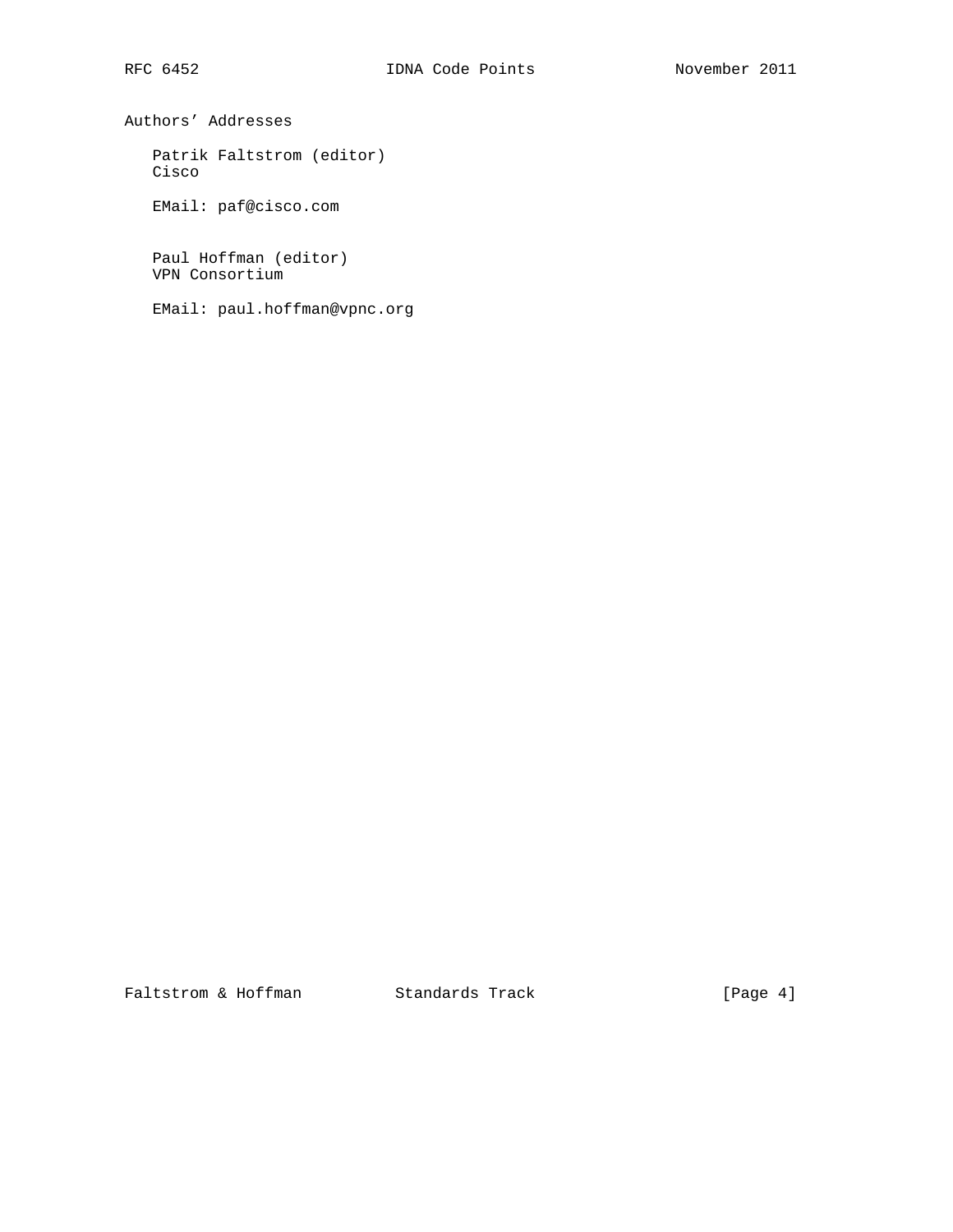## Authors' Addresses

Patrik Faltstrom (editor)
Cisco

EMail: paf@cisco.com

Paul Hoffman (editor)
VPN Consortium

EMail: paul.hoffman@vpnc.org